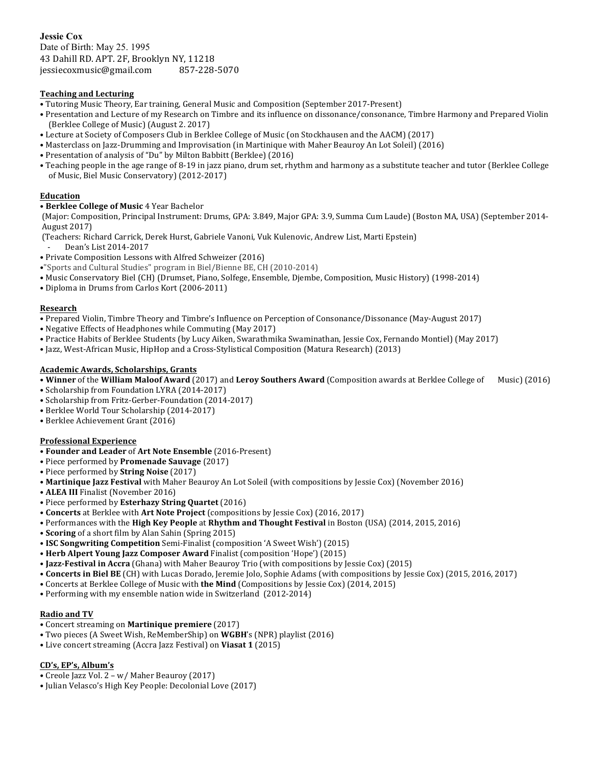**Jessie Cox**
Date of Birth: May 25. 1995
43 Dahill RD. APT. 2F, Brooklyn NY, 11218
jessiecoxmusic@gmail.com 857-228-5070

## Teaching and Lecturing

- Tutoring Music Theory, Ear training, General Music and Composition (September 2017-Present)
- Presentation and Lecture of my Research on Timbre and its influence on dissonance/consonance, Timbre Harmony and Prepared Violin (Berklee College of Music) (August 2. 2017)
- Lecture at Society of Composers Club in Berklee College of Music (on Stockhausen and the AACM) (2017)
- Masterclass on Jazz-Drumming and Improvisation (in Martinique with Maher Beauroy An Lot Soleil) (2016)
- Presentation of analysis of "Du" by Milton Babbitt (Berklee) (2016)
- Teaching people in the age range of 8-19 in jazz piano, drum set, rhythm and harmony as a substitute teacher and tutor (Berklee College of Music, Biel Music Conservatory) (2012-2017)

## Education

- **Berklee College of Music** 4 Year Bachelor
  (Major: Composition, Principal Instrument: Drums, GPA: 3.849, Major GPA: 3.9, Summa Cum Laude) (Boston MA, USA) (September 2014-August 2017)
  (Teachers: Richard Carrick, Derek Hurst, Gabriele Vanoni, Vuk Kulenovic, Andrew List, Marti Epstein)
  - Dean's List 2014-2017
- Private Composition Lessons with Alfred Schweizer (2016)
- "Sports and Cultural Studies" program in Biel/Bienne BE, CH (2010-2014)
- Music Conservatory Biel (CH) (Drumset, Piano, Solfege, Ensemble, Djembe, Composition, Music History) (1998-2014)
- Diploma in Drums from Carlos Kort (2006-2011)

## Research

- Prepared Violin, Timbre Theory and Timbre's Influence on Perception of Consonance/Dissonance (May-August 2017)
- Negative Effects of Headphones while Commuting (May 2017)
- Practice Habits of Berklee Students (by Lucy Aiken, Swarathmika Swaminathan, Jessie Cox, Fernando Montiel) (May 2017)
- Jazz, West-African Music, HipHop and a Cross-Stylistical Composition (Matura Research) (2013)

## Academic Awards, Scholarships, Grants

- **Winner** of the **William Maloof Award** (2017) and **Leroy Southers Award** (Composition awards at Berklee College of Music) (2016)
- Scholarship from Foundation LYRA (2014-2017)
- Scholarship from Fritz-Gerber-Foundation (2014-2017)
- Berklee World Tour Scholarship (2014-2017)
- Berklee Achievement Grant (2016)

## Professional Experience

- **Founder and Leader** of **Art Note Ensemble** (2016-Present)
- Piece performed by **Promenade Sauvage** (2017)
- Piece performed by **String Noise** (2017)
- **Martinique Jazz Festival** with Maher Beauroy An Lot Soleil (with compositions by Jessie Cox) (November 2016)
- **ALEA III** Finalist (November 2016)
- Piece performed by **Esterhazy String Quartet** (2016)
- **Concerts** at Berklee with **Art Note Project** (compositions by Jessie Cox) (2016, 2017)
- Performances with the **High Key People** at **Rhythm and Thought Festival** in Boston (USA) (2014, 2015, 2016)
- **Scoring** of a short film by Alan Sahin (Spring 2015)
- **ISC Songwriting Competition** Semi-Finalist (composition 'A Sweet Wish') (2015)
- **Herb Alpert Young Jazz Composer Award** Finalist (composition 'Hope') (2015)
- **Jazz-Festival in Accra** (Ghana) with Maher Beauroy Trio (with compositions by Jessie Cox) (2015)
- **Concerts in Biel BE** (CH) with Lucas Dorado, Jeremie Jolo, Sophie Adams (with compositions by Jessie Cox) (2015, 2016, 2017)
- Concerts at Berklee College of Music with **the Mind** (Compositions by Jessie Cox) (2014, 2015)
- Performing with my ensemble nation wide in Switzerland (2012-2014)

## Radio and TV

- Concert streaming on **Martinique premiere** (2017)
- Two pieces (A Sweet Wish, ReMemberShip) on **WGBH**'s (NPR) playlist (2016)
- Live concert streaming (Accra Jazz Festival) on **Viasat 1** (2015)

## CD's, EP's, Album's

- Creole Jazz Vol. 2 – w/ Maher Beauroy (2017)
- Julian Velasco's High Key People: Decolonial Love (2017)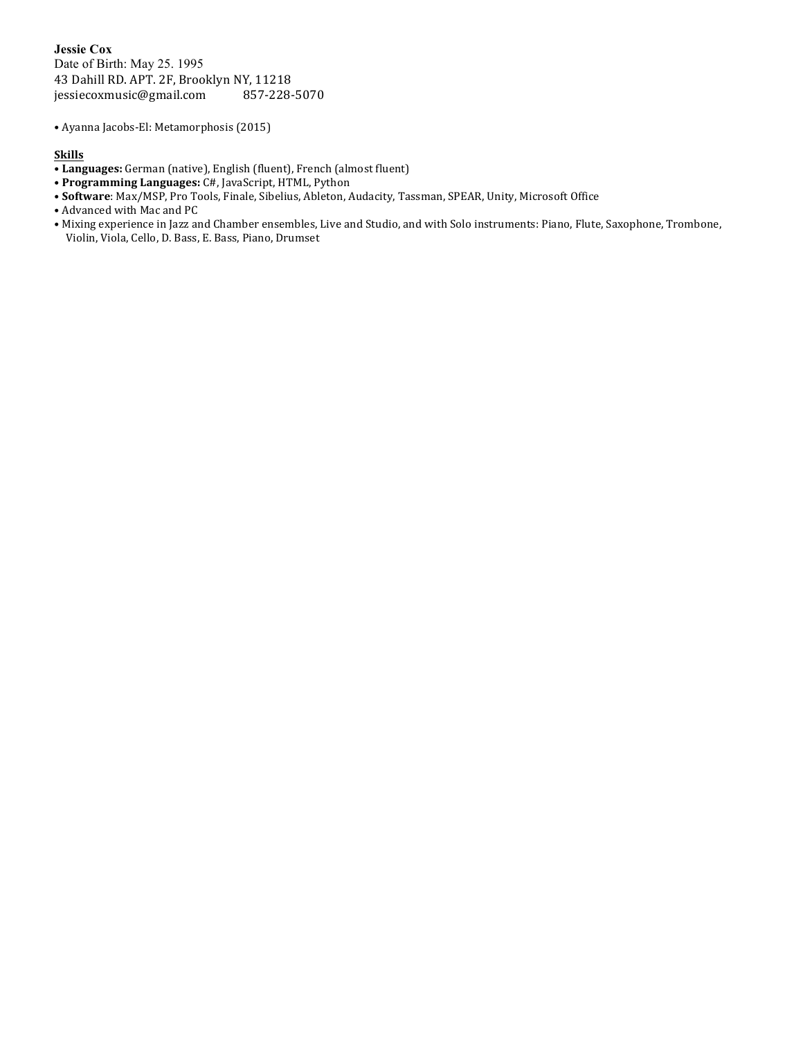**Jessie Cox**
Date of Birth: May 25. 1995
43 Dahill RD. APT. 2F, Brooklyn NY, 11218
jessiecoxmusic@gmail.com 857-228-5070

- Ayanna Jacobs-El: Metamorphosis (2015)

**Skills**

- **Languages:** German (native), English (fluent), French (almost fluent)
- **Programming Languages:** C#, JavaScript, HTML, Python
- **Software**: Max/MSP, Pro Tools, Finale, Sibelius, Ableton, Audacity, Tassman, SPEAR, Unity, Microsoft Office
- Advanced with Mac and PC
- Mixing experience in Jazz and Chamber ensembles, Live and Studio, and with Solo instruments: Piano, Flute, Saxophone, Trombone, Violin, Viola, Cello, D. Bass, E. Bass, Piano, Drumset